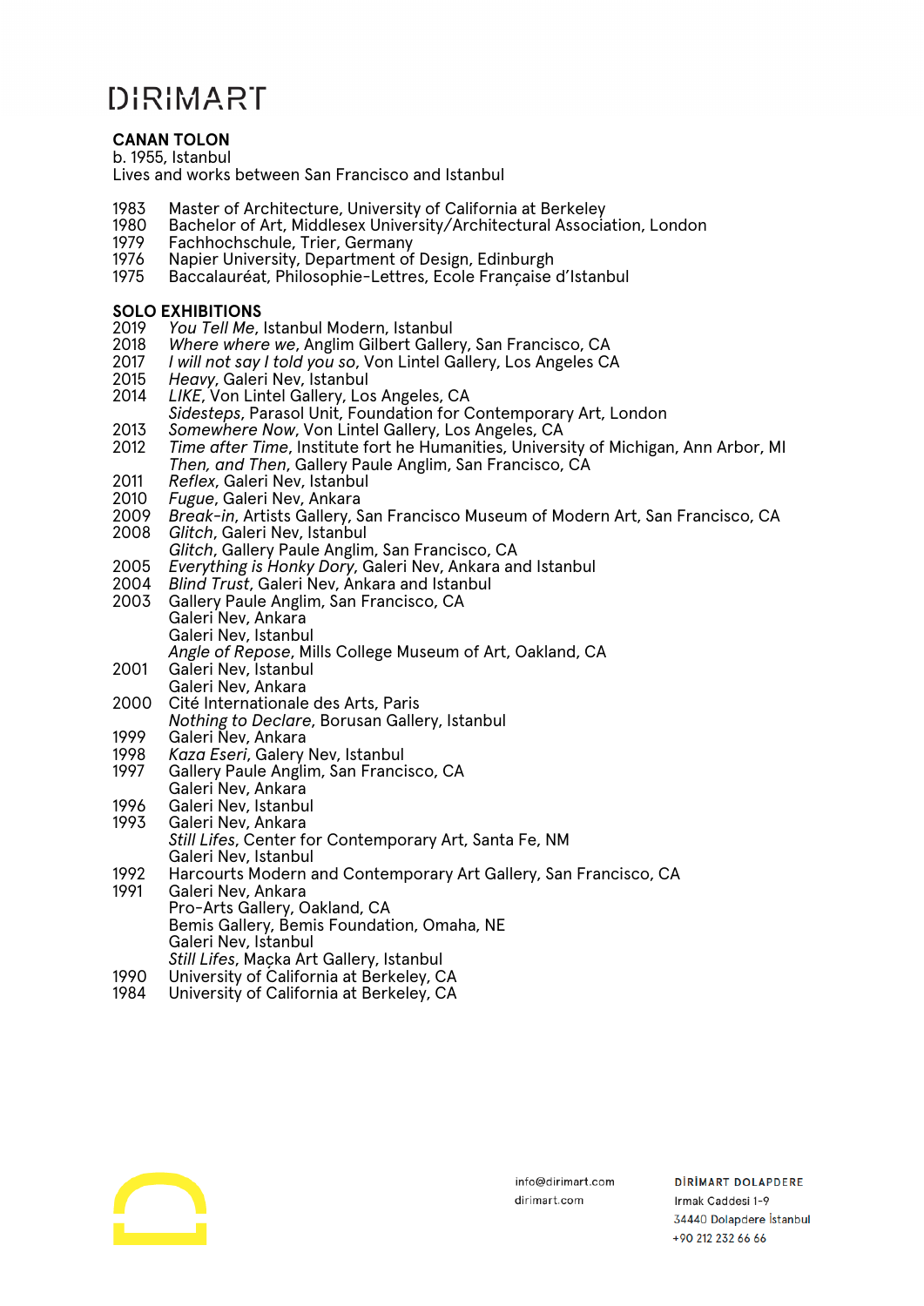DIRIMART

# CANAN TOLON

b. 1955, Istanbul
Lives and works between San Francisco and Istanbul

1983 Master of Architecture, University of California at Berkeley
1980 Bachelor of Art, Middlesex University/Architectural Association, London
1979 Fachhochschule, Trier, Germany
1976 Napier University, Department of Design, Edinburgh
1975 Baccalauréat, Philosophie-Lettres, Ecole Française d'Istanbul

## SOLO EXHIBITIONS

2019 *You Tell Me*, Istanbul Modern, Istanbul
2018 *Where where we*, Anglim Gilbert Gallery, San Francisco, CA
2017 *I will not say I told you so*, Von Lintel Gallery, Los Angeles CA
2015 *Heavy*, Galeri Nev, Istanbul
2014 *LIKE*, Von Lintel Gallery, Los Angeles, CA
*Sidesteps*, Parasol Unit, Foundation for Contemporary Art, London
2013 *Somewhere Now*, Von Lintel Gallery, Los Angeles, CA
2012 *Time after Time*, Institute fort he Humanities, University of Michigan, Ann Arbor, MI
*Then, and Then*, Gallery Paule Anglim, San Francisco, CA
2011 *Reflex*, Galeri Nev, Istanbul
2010 *Fugue*, Galeri Nev, Ankara
2009 *Break-in*, Artists Gallery, San Francisco Museum of Modern Art, San Francisco, CA
2008 *Glitch*, Galeri Nev, Istanbul
*Glitch*, Gallery Paule Anglim, San Francisco, CA
2005 *Everything is Honky Dory*, Galeri Nev, Ankara and Istanbul
2004 *Blind Trust*, Galeri Nev, Ankara and Istanbul
2003 Gallery Paule Anglim, San Francisco, CA
Galeri Nev, Ankara
Galeri Nev, Istanbul
*Angle of Repose*, Mills College Museum of Art, Oakland, CA
2001 Galeri Nev, Istanbul
Galeri Nev, Ankara
2000 Cité Internationale des Arts, Paris
*Nothing to Declare*, Borusan Gallery, Istanbul
1999 Galeri Nev, Ankara
1998 *Kaza Eseri*, Galery Nev, Istanbul
1997 Gallery Paule Anglim, San Francisco, CA
Galeri Nev, Ankara
1996 Galeri Nev, Istanbul
1993 Galeri Nev, Ankara
*Still Lifes*, Center for Contemporary Art, Santa Fe, NM
Galeri Nev, Istanbul
1992 Harcourts Modern and Contemporary Art Gallery, San Francisco, CA
1991 Galeri Nev, Ankara
Pro-Arts Gallery, Oakland, CA
Bemis Gallery, Bemis Foundation, Omaha, NE
Galeri Nev, Istanbul
*Still Lifes*, Maçka Art Gallery, Istanbul
1990 University of California at Berkeley, CA
1984 University of California at Berkeley, CA

info@dirimart.com
dirimart.com

DİRİMART DOLAPDERE
Irmak Caddesi 1-9
34440 Dolapdere İstanbul
+90 212 232 66 66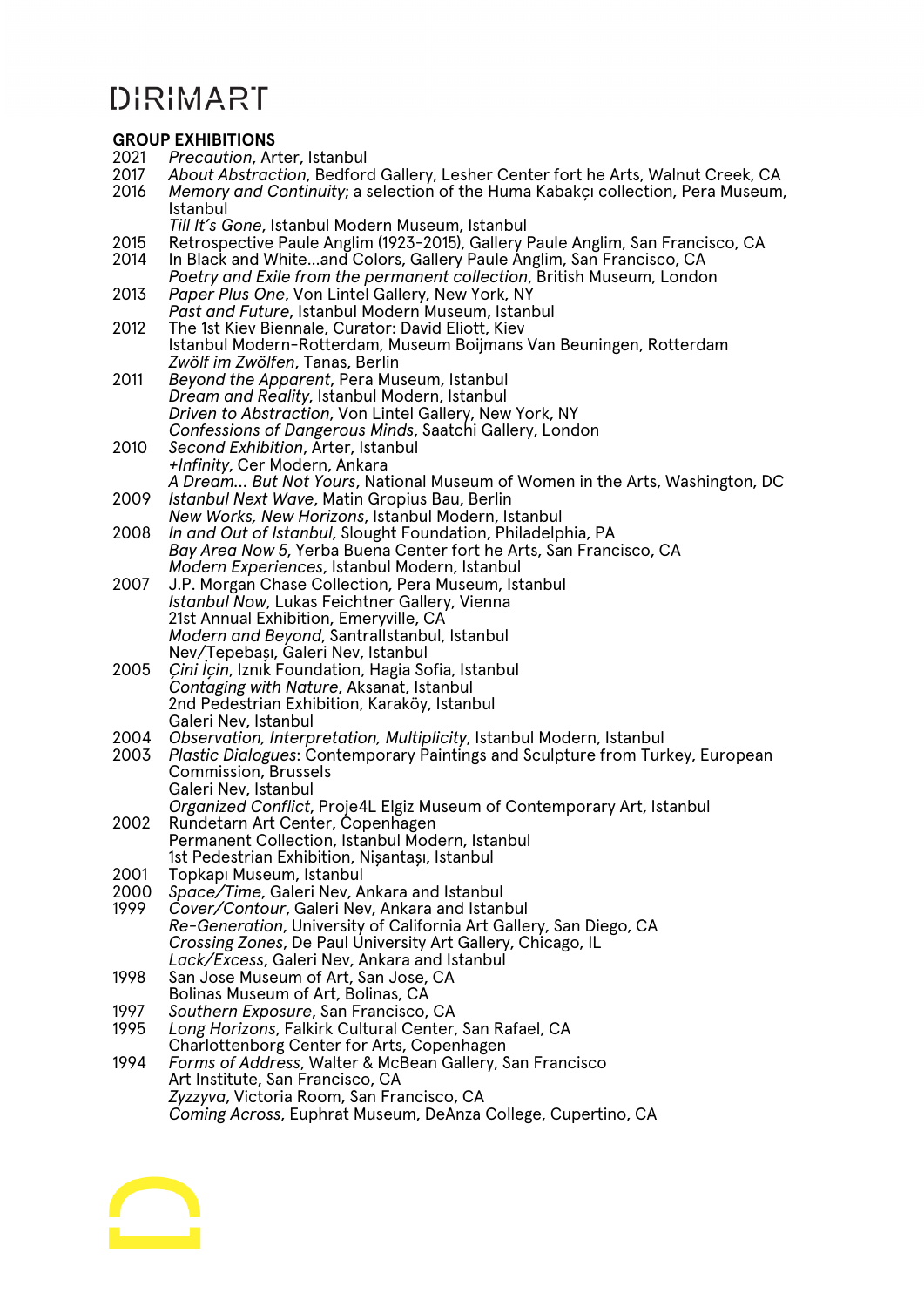## GROUP EXHIBITIONS

2021 *Precaution*, Arter, Istanbul
2017 *About Abstraction*, Bedford Gallery, Lesher Center fort he Arts, Walnut Creek, CA
2016 *Memory and Continuity*; a selection of the Huma Kabakçı collection, Pera Museum, Istanbul
*Till It's Gone*, Istanbul Modern Museum, Istanbul
2015 Retrospective Paule Anglim (1923-2015), Gallery Paule Anglim, San Francisco, CA
2014 In Black and White...and Colors, Gallery Paule Anglim, San Francisco, CA
*Poetry and Exile from the permanent collection*, British Museum, London
2013 *Paper Plus One*, Von Lintel Gallery, New York, NY
*Past and Future*, Istanbul Modern Museum, Istanbul
2012 The 1st Kiev Biennale, Curator: David Eliott, Kiev
Istanbul Modern-Rotterdam, Museum Boijmans Van Beuningen, Rotterdam
*Zwölf im Zwölfen*, Tanas, Berlin
2011 *Beyond the Apparent*, Pera Museum, Istanbul
*Dream and Reality*, Istanbul Modern, Istanbul
*Driven to Abstraction*, Von Lintel Gallery, New York, NY
*Confessions of Dangerous Minds*, Saatchi Gallery, London
2010 *Second Exhibition*, Arter, Istanbul
*+Infinity*, Cer Modern, Ankara
*A Dream... But Not Yours*, National Museum of Women in the Arts, Washington, DC
2009 *Istanbul Next Wave*, Matin Gropius Bau, Berlin
*New Works, New Horizons*, Istanbul Modern, Istanbul
2008 *In and Out of Istanbul*, Slought Foundation, Philadelphia, PA
*Bay Area Now 5*, Yerba Buena Center fort he Arts, San Francisco, CA
*Modern Experiences*, Istanbul Modern, Istanbul
2007 J.P. Morgan Chase Collection, Pera Museum, Istanbul
*Istanbul Now*, Lukas Feichtner Gallery, Vienna
21st Annual Exhibition, Emeryville, CA
*Modern and Beyond*, Santrallstanbul, Istanbul
Nev/Tepebaşı, Galeri Nev, Istanbul
2005 *Çini İçin*, Iznık Foundation, Hagia Sofia, Istanbul
*Contaging with Nature*, Aksanat, Istanbul
2nd Pedestrian Exhibition, Karaköy, Istanbul
Galeri Nev, Istanbul
2004 *Observation, Interpretation, Multiplicity*, Istanbul Modern, Istanbul
2003 *Plastic Dialogues*: Contemporary Paintings and Sculpture from Turkey, European Commission, Brussels
Galeri Nev, Istanbul
*Organized Conflict*, Proje4L Elgiz Museum of Contemporary Art, Istanbul
2002 Rundetarn Art Center, Copenhagen
Permanent Collection, Istanbul Modern, Istanbul
1st Pedestrian Exhibition, Nişantaşı, Istanbul
2001 Topkapı Museum, Istanbul
2000 *Space/Time*, Galeri Nev, Ankara and Istanbul
1999 *Cover/Contour*, Galeri Nev, Ankara and Istanbul
*Re-Generation*, University of California Art Gallery, San Diego, CA
*Crossing Zones*, De Paul University Art Gallery, Chicago, IL
*Lack/Excess*, Galeri Nev, Ankara and Istanbul
1998 San Jose Museum of Art, San Jose, CA
Bolinas Museum of Art, Bolinas, CA
1997 *Southern Exposure*, San Francisco, CA
1995 *Long Horizons*, Falkirk Cultural Center, San Rafael, CA
Charlottenborg Center for Arts, Copenhagen
1994 *Forms of Address*, Walter & McBean Gallery, San Francisco
Art Institute, San Francisco, CA
*Zyzzyva*, Victoria Room, San Francisco, CA
*Coming Across*, Euphrat Museum, DeAnza College, Cupertino, CA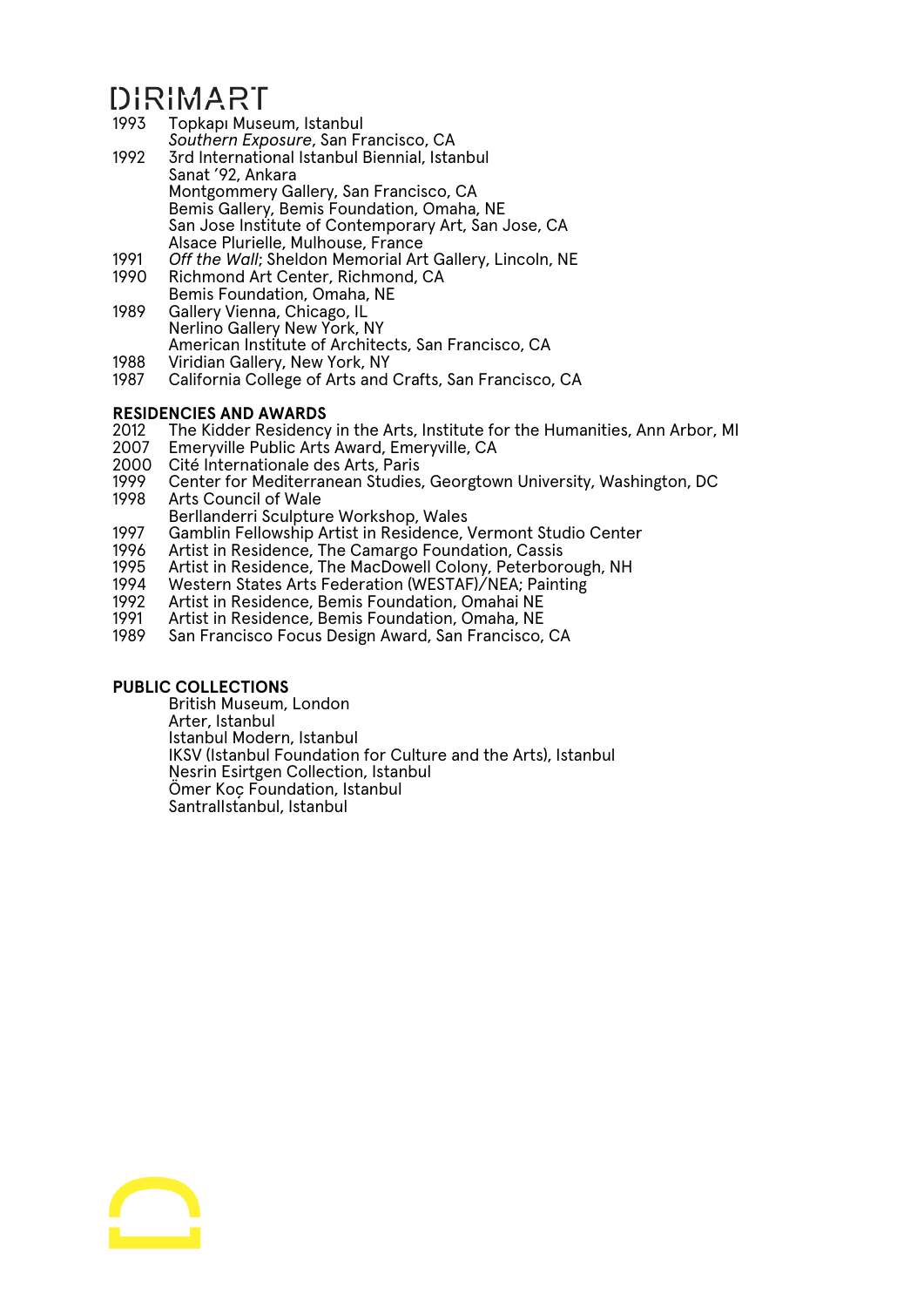1993 Topkapı Museum, Istanbul
*Southern Exposure*, San Francisco, CA
1992 3rd International Istanbul Biennial, Istanbul
Sanat '92, Ankara
Montgommery Gallery, San Francisco, CA
Bemis Gallery, Bemis Foundation, Omaha, NE
San Jose Institute of Contemporary Art, San Jose, CA
Alsace Plurielle, Mulhouse, France
1991 *Off the Wall*; Sheldon Memorial Art Gallery, Lincoln, NE
1990 Richmond Art Center, Richmond, CA
Bemis Foundation, Omaha, NE
1989 Gallery Vienna, Chicago, IL
Nerlino Gallery New York, NY
American Institute of Architects, San Francisco, CA
1988 Viridian Gallery, New York, NY
1987 California College of Arts and Crafts, San Francisco, CA

**RESIDENCIES AND AWARDS**
2012 The Kidder Residency in the Arts, Institute for the Humanities, Ann Arbor, MI
2007 Emeryville Public Arts Award, Emeryville, CA
2000 Cité Internationale des Arts, Paris
1999 Center for Mediterranean Studies, Georgtown University, Washington, DC
1998 Arts Council of Wale
Berllanderri Sculpture Workshop, Wales
1997 Gamblin Fellowship Artist in Residence, Vermont Studio Center
1996 Artist in Residence, The Camargo Foundation, Cassis
1995 Artist in Residence, The MacDowell Colony, Peterborough, NH
1994 Western States Arts Federation (WESTAF)/NEA; Painting
1992 Artist in Residence, Bemis Foundation, Omahai NE
1991 Artist in Residence, Bemis Foundation, Omaha, NE
1989 San Francisco Focus Design Award, San Francisco, CA

**PUBLIC COLLECTIONS**
British Museum, London
Arter, Istanbul
Istanbul Modern, Istanbul
IKSV (Istanbul Foundation for Culture and the Arts), Istanbul
Nesrin Esirtgen Collection, Istanbul
Ömer Koç Foundation, Istanbul
Santralİstanbul, Istanbul